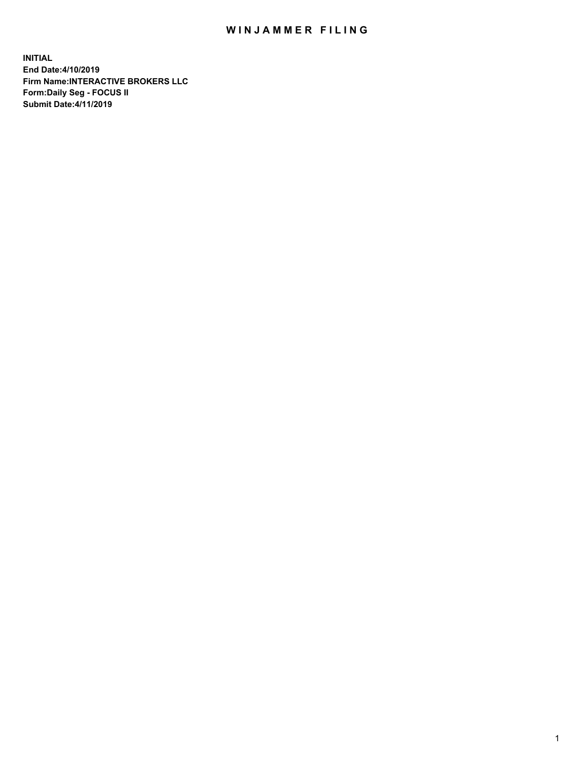# WINJAMMER FILING

**INITIAL**
**End Date:4/10/2019**
**Firm Name:INTERACTIVE BROKERS LLC**
**Form:Daily Seg - FOCUS II**
**Submit Date:4/11/2019**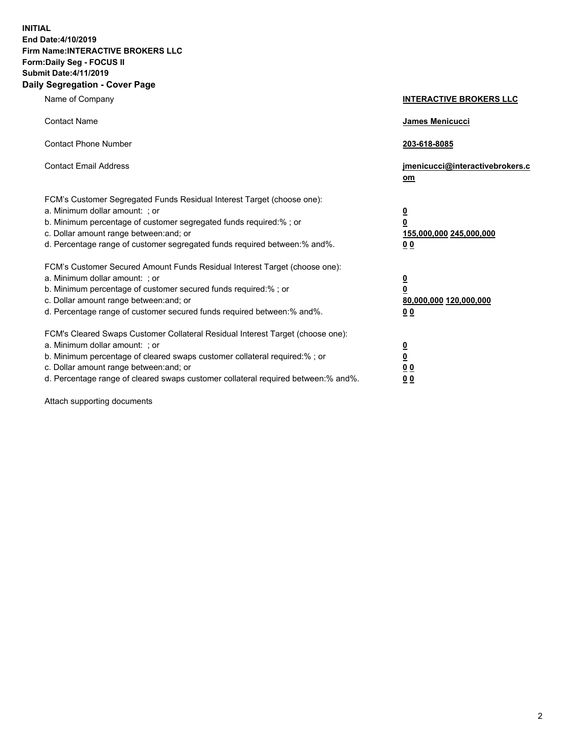**INITIAL**
**End Date:4/10/2019**
**Firm Name:INTERACTIVE BROKERS LLC**
**Form:Daily Seg - FOCUS II**
**Submit Date:4/11/2019**

**Daily Segregation - Cover Page**

| | |
|---|---|
| Name of Company | **INTERACTIVE BROKERS LLC** |
| Contact Name | **James Menicucci** |
| Contact Phone Number | **203-618-8085** |
| Contact Email Address | **jmenicucci@interactivebrokers.com** |

FCM's Customer Segregated Funds Residual Interest Target (choose one):

| | |
|---|---|
| a. Minimum dollar amount: ; or | **0** |
| b. Minimum percentage of customer segregated funds required:% ; or | **0** |
| c. Dollar amount range between:and; or | **155,000,000 245,000,000** |
| d. Percentage range of customer segregated funds required between:% and%. | **0 0** |

FCM's Customer Secured Amount Funds Residual Interest Target (choose one):

| | |
|---|---|
| a. Minimum dollar amount: ; or | **0** |
| b. Minimum percentage of customer secured funds required:% ; or | **0** |
| c. Dollar amount range between:and; or | **80,000,000 120,000,000** |
| d. Percentage range of customer secured funds required between:% and%. | **0 0** |

FCM's Cleared Swaps Customer Collateral Residual Interest Target (choose one):

| | |
|---|---|
| a. Minimum dollar amount: ; or | **0** |
| b. Minimum percentage of cleared swaps customer collateral required:% ; or | **0** |
| c. Dollar amount range between:and; or | **0 0** |
| d. Percentage range of cleared swaps customer collateral required between:% and%. | **0 0** |

Attach supporting documents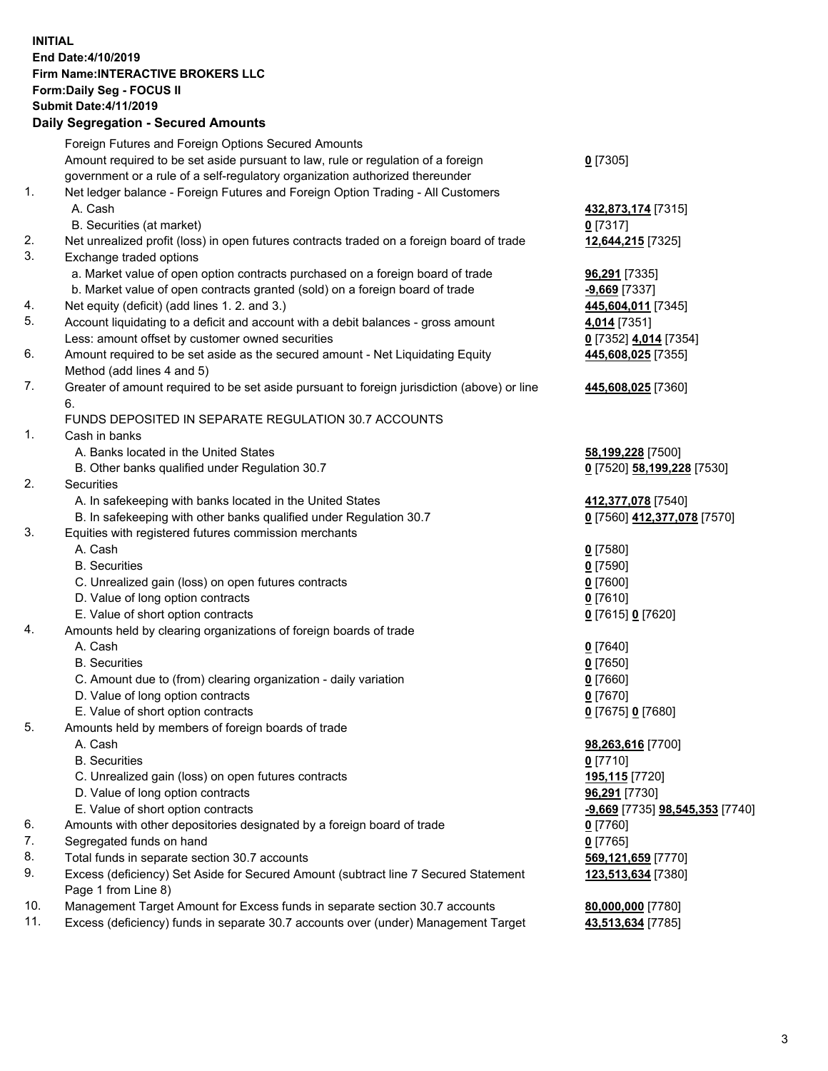**INITIAL**
**End Date:4/10/2019**
**Firm Name:INTERACTIVE BROKERS LLC**
**Form:Daily Seg - FOCUS II**
**Submit Date:4/11/2019**
**Daily Segregation - Secured Amounts**

| | | |
|---|---|---|
| | Foreign Futures and Foreign Options Secured Amounts | |
| | Amount required to be set aside pursuant to law, rule or regulation of a foreign government or a rule of a self-regulatory organization authorized thereunder | **0** [7305] |
| 1. | Net ledger balance - Foreign Futures and Foreign Option Trading - All Customers | |
| | A. Cash | **432,873,174** [7315] |
| | B. Securities (at market) | **0** [7317] |
| 2. | Net unrealized profit (loss) in open futures contracts traded on a foreign board of trade | **12,644,215** [7325] |
| 3. | Exchange traded options | |
| | a. Market value of open option contracts purchased on a foreign board of trade | **96,291** [7335] |
| | b. Market value of open contracts granted (sold) on a foreign board of trade | **-9,669** [7337] |
| 4. | Net equity (deficit) (add lines 1. 2. and 3.) | **445,604,011** [7345] |
| 5. | Account liquidating to a deficit and account with a debit balances - gross amount | **4,014** [7351] |
| | Less: amount offset by customer owned securities | **0** [7352] **4,014** [7354] |
| 6. | Amount required to be set aside as the secured amount - Net Liquidating Equity Method (add lines 4 and 5) | **445,608,025** [7355] |
| 7. | Greater of amount required to be set aside pursuant to foreign jurisdiction (above) or line 6. | **445,608,025** [7360] |
| | FUNDS DEPOSITED IN SEPARATE REGULATION 30.7 ACCOUNTS | |
| 1. | Cash in banks | |
| | A. Banks located in the United States | **58,199,228** [7500] |
| | B. Other banks qualified under Regulation 30.7 | **0** [7520] **58,199,228** [7530] |
| 2. | Securities | |
| | A. In safekeeping with banks located in the United States | **412,377,078** [7540] |
| | B. In safekeeping with other banks qualified under Regulation 30.7 | **0** [7560] **412,377,078** [7570] |
| 3. | Equities with registered futures commission merchants | |
| | A. Cash | **0** [7580] |
| | B. Securities | **0** [7590] |
| | C. Unrealized gain (loss) on open futures contracts | **0** [7600] |
| | D. Value of long option contracts | **0** [7610] |
| | E. Value of short option contracts | **0** [7615] **0** [7620] |
| 4. | Amounts held by clearing organizations of foreign boards of trade | |
| | A. Cash | **0** [7640] |
| | B. Securities | **0** [7650] |
| | C. Amount due to (from) clearing organization - daily variation | **0** [7660] |
| | D. Value of long option contracts | **0** [7670] |
| | E. Value of short option contracts | **0** [7675] **0** [7680] |
| 5. | Amounts held by members of foreign boards of trade | |
| | A. Cash | **98,263,616** [7700] |
| | B. Securities | **0** [7710] |
| | C. Unrealized gain (loss) on open futures contracts | **195,115** [7720] |
| | D. Value of long option contracts | **96,291** [7730] |
| | E. Value of short option contracts | **-9,669** [7735] **98,545,353** [7740] |
| 6. | Amounts with other depositories designated by a foreign board of trade | **0** [7760] |
| 7. | Segregated funds on hand | **0** [7765] |
| 8. | Total funds in separate section 30.7 accounts | **569,121,659** [7770] |
| 9. | Excess (deficiency) Set Aside for Secured Amount (subtract line 7 Secured Statement Page 1 from Line 8) | **123,513,634** [7380] |
| 10. | Management Target Amount for Excess funds in separate section 30.7 accounts | **80,000,000** [7780] |
| 11. | Excess (deficiency) funds in separate 30.7 accounts over (under) Management Target | **43,513,634** [7785] |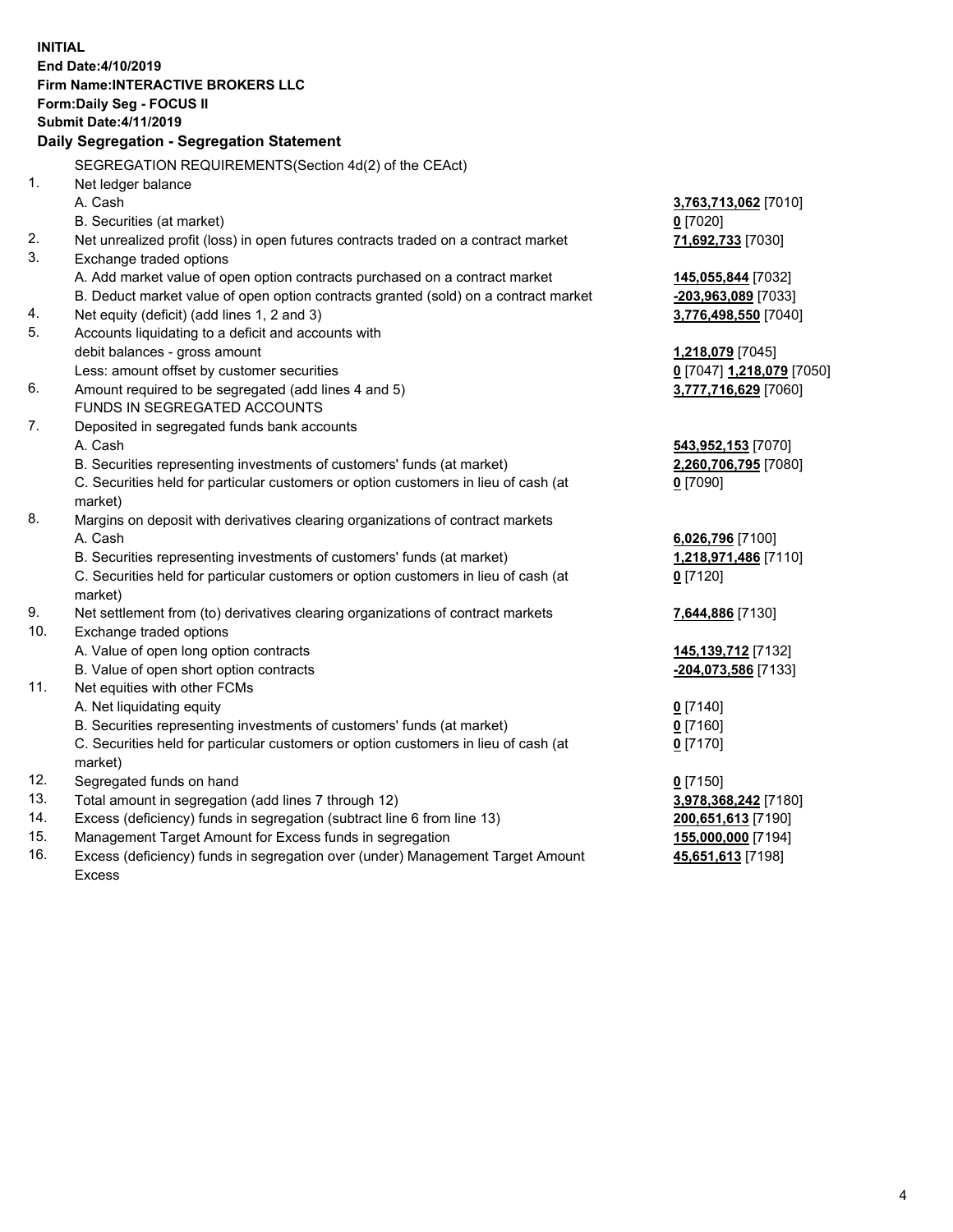**INITIAL**
**End Date:4/10/2019**
**Firm Name:INTERACTIVE BROKERS LLC**
**Form:Daily Seg - FOCUS II**
**Submit Date:4/11/2019**

**Daily Segregation - Segregation Statement**

SEGREGATION REQUIREMENTS(Section 4d(2) of the CEAct)

| | | |
|---|---|---|
| 1. | Net ledger balance | |
| | A. Cash | **3,763,713,062** [7010] |
| | B. Securities (at market) | **0** [7020] |
| 2. | Net unrealized profit (loss) in open futures contracts traded on a contract market | **71,692,733** [7030] |
| 3. | Exchange traded options | |
| | A. Add market value of open option contracts purchased on a contract market | **145,055,844** [7032] |
| | B. Deduct market value of open option contracts granted (sold) on a contract market | **-203,963,089** [7033] |
| 4. | Net equity (deficit) (add lines 1, 2 and 3) | **3,776,498,550** [7040] |
| 5. | Accounts liquidating to a deficit and accounts with debit balances - gross amount | **1,218,079** [7045] |
| | Less: amount offset by customer securities | **0** [7047] **1,218,079** [7050] |
| 6. | Amount required to be segregated (add lines 4 and 5) | **3,777,716,629** [7060] |
| | FUNDS IN SEGREGATED ACCOUNTS | |
| 7. | Deposited in segregated funds bank accounts | |
| | A. Cash | **543,952,153** [7070] |
| | B. Securities representing investments of customers' funds (at market) | **2,260,706,795** [7080] |
| | C. Securities held for particular customers or option customers in lieu of cash (at market) | **0** [7090] |
| 8. | Margins on deposit with derivatives clearing organizations of contract markets | |
| | A. Cash | **6,026,796** [7100] |
| | B. Securities representing investments of customers' funds (at market) | **1,218,971,486** [7110] |
| | C. Securities held for particular customers or option customers in lieu of cash (at market) | **0** [7120] |
| 9. | Net settlement from (to) derivatives clearing organizations of contract markets | **7,644,886** [7130] |
| 10. | Exchange traded options | |
| | A. Value of open long option contracts | **145,139,712** [7132] |
| | B. Value of open short option contracts | **-204,073,586** [7133] |
| 11. | Net equities with other FCMs | |
| | A. Net liquidating equity | **0** [7140] |
| | B. Securities representing investments of customers' funds (at market) | **0** [7160] |
| | C. Securities held for particular customers or option customers in lieu of cash (at market) | **0** [7170] |
| 12. | Segregated funds on hand | **0** [7150] |
| 13. | Total amount in segregation (add lines 7 through 12) | **3,978,368,242** [7180] |
| 14. | Excess (deficiency) funds in segregation (subtract line 6 from line 13) | **200,651,613** [7190] |
| 15. | Management Target Amount for Excess funds in segregation | **155,000,000** [7194] |
| 16. | Excess (deficiency) funds in segregation over (under) Management Target Amount Excess | **45,651,613** [7198] |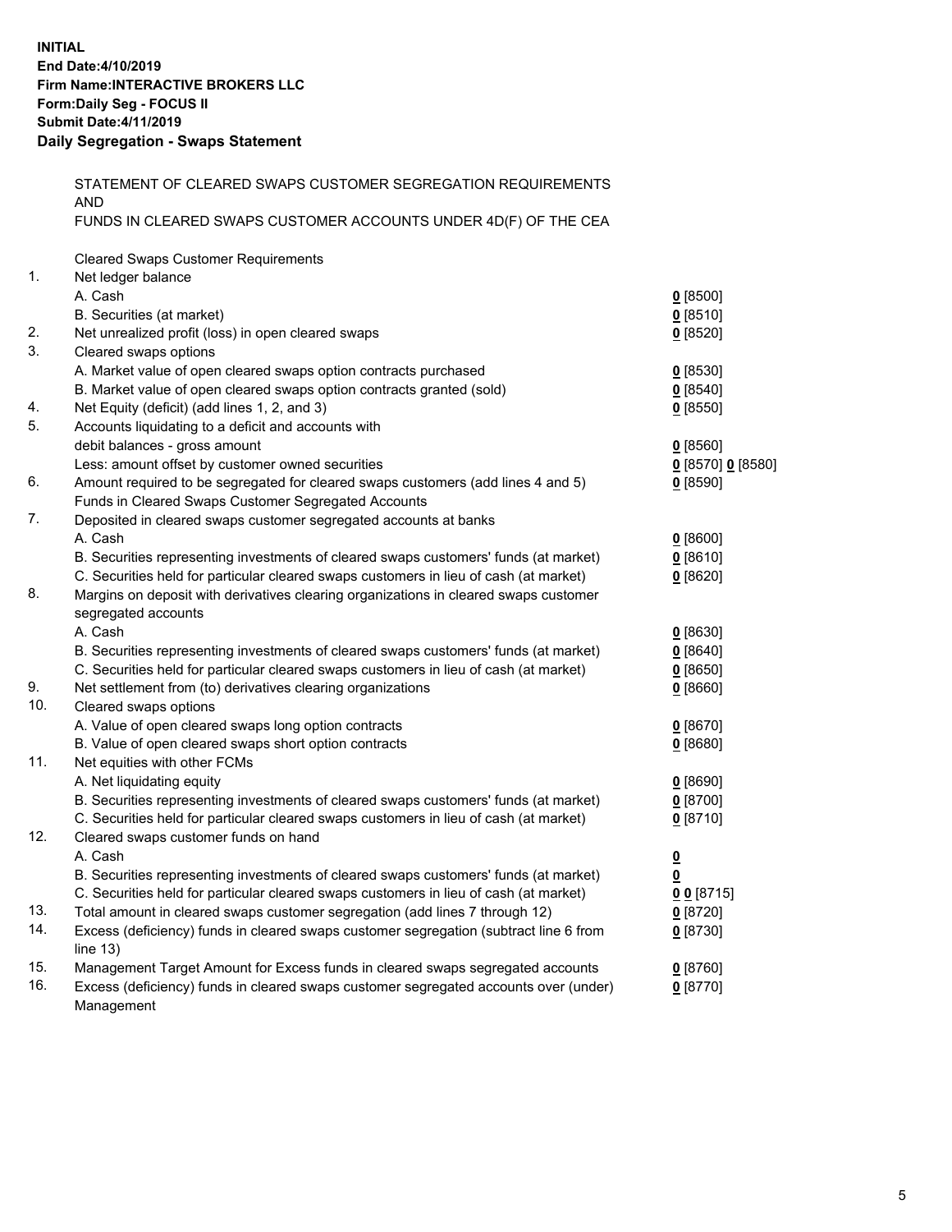**INITIAL**
**End Date:4/10/2019**
**Firm Name:INTERACTIVE BROKERS LLC**
**Form:Daily Seg - FOCUS II**
**Submit Date:4/11/2019**
**Daily Segregation - Swaps Statement**

STATEMENT OF CLEARED SWAPS CUSTOMER SEGREGATION REQUIREMENTS
AND
FUNDS IN CLEARED SWAPS CUSTOMER ACCOUNTS UNDER 4D(F) OF THE CEA

| | | |
|---|---|---|
| | Cleared Swaps Customer Requirements | |
| 1. | Net ledger balance | |
| | A. Cash | 0 [8500] |
| | B. Securities (at market) | 0 [8510] |
| 2. | Net unrealized profit (loss) in open cleared swaps | 0 [8520] |
| 3. | Cleared swaps options | |
| | A. Market value of open cleared swaps option contracts purchased | 0 [8530] |
| | B. Market value of open cleared swaps option contracts granted (sold) | 0 [8540] |
| 4. | Net Equity (deficit) (add lines 1, 2, and 3) | 0 [8550] |
| 5. | Accounts liquidating to a deficit and accounts with | |
| | debit balances - gross amount | 0 [8560] |
| | Less: amount offset by customer owned securities | 0 [8570] 0 [8580] |
| 6. | Amount required to be segregated for cleared swaps customers (add lines 4 and 5) | 0 [8590] |
| | Funds in Cleared Swaps Customer Segregated Accounts | |
| 7. | Deposited in cleared swaps customer segregated accounts at banks | |
| | A. Cash | 0 [8600] |
| | B. Securities representing investments of cleared swaps customers' funds (at market) | 0 [8610] |
| | C. Securities held for particular cleared swaps customers in lieu of cash (at market) | 0 [8620] |
| 8. | Margins on deposit with derivatives clearing organizations in cleared swaps customer segregated accounts | |
| | A. Cash | 0 [8630] |
| | B. Securities representing investments of cleared swaps customers' funds (at market) | 0 [8640] |
| | C. Securities held for particular cleared swaps customers in lieu of cash (at market) | 0 [8650] |
| 9. | Net settlement from (to) derivatives clearing organizations | 0 [8660] |
| 10. | Cleared swaps options | |
| | A. Value of open cleared swaps long option contracts | 0 [8670] |
| | B. Value of open cleared swaps short option contracts | 0 [8680] |
| 11. | Net equities with other FCMs | |
| | A. Net liquidating equity | 0 [8690] |
| | B. Securities representing investments of cleared swaps customers' funds (at market) | 0 [8700] |
| | C. Securities held for particular cleared swaps customers in lieu of cash (at market) | 0 [8710] |
| 12. | Cleared swaps customer funds on hand | |
| | A. Cash | 0 |
| | B. Securities representing investments of cleared swaps customers' funds (at market) | 0 |
| | C. Securities held for particular cleared swaps customers in lieu of cash (at market) | 0 0 [8715] |
| 13. | Total amount in cleared swaps customer segregation (add lines 7 through 12) | 0 [8720] |
| 14. | Excess (deficiency) funds in cleared swaps customer segregation (subtract line 6 from line 13) | 0 [8730] |
| 15. | Management Target Amount for Excess funds in cleared swaps segregated accounts | 0 [8760] |
| 16. | Excess (deficiency) funds in cleared swaps customer segregated accounts over (under) Management | 0 [8770] |